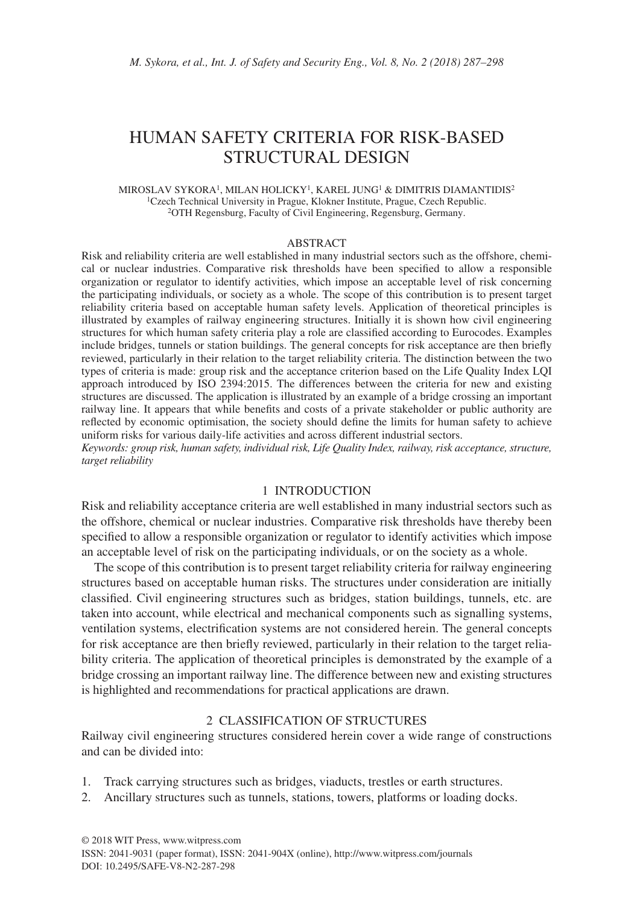# HUMAN SAFETY CRITERIA FOR RISK-BASED STRUCTURAL DESIGN

MIROSLAV SYKORA[1], MILAN HOLICKY[1], KAREL JUNG[1] & DIMITRIS DIAMANTIDIS[2]

[1]Czech Technical University in Prague, Klokner Institute, Prague, Czech Republic.
[2]OTH Regensburg, Faculty of Civil Engineering, Regensburg, Germany.

## ABSTRACT

Risk and reliability criteria are well established in many industrial sectors such as the offshore, chemical or nuclear industries. Comparative risk thresholds have been specified to allow a responsible organization or regulator to identify activities, which impose an acceptable level of risk concerning the participating individuals, or society as a whole. The scope of this contribution is to present target reliability criteria based on acceptable human safety levels. Application of theoretical principles is illustrated by examples of railway engineering structures. Initially it is shown how civil engineering structures for which human safety criteria play a role are classified according to Eurocodes. Examples include bridges, tunnels or station buildings. The general concepts for risk acceptance are then briefly reviewed, particularly in their relation to the target reliability criteria. The distinction between the two types of criteria is made: group risk and the acceptance criterion based on the Life Quality Index LQI approach introduced by ISO 2394:2015. The differences between the criteria for new and existing structures are discussed. The application is illustrated by an example of a bridge crossing an important railway line. It appears that while benefits and costs of a private stakeholder or public authority are reflected by economic optimisation, the society should define the limits for human safety to achieve uniform risks for various daily-life activities and across different industrial sectors.

*Keywords: group risk, human safety, individual risk, Life Quality Index, railway, risk acceptance, structure, target reliability*

## 1 INTRODUCTION

Risk and reliability acceptance criteria are well established in many industrial sectors such as the offshore, chemical or nuclear industries. Comparative risk thresholds have thereby been specified to allow a responsible organization or regulator to identify activities which impose an acceptable level of risk on the participating individuals, or on the society as a whole.

The scope of this contribution is to present target reliability criteria for railway engineering structures based on acceptable human risks. The structures under consideration are initially classified. Civil engineering structures such as bridges, station buildings, tunnels, etc. are taken into account, while electrical and mechanical components such as signalling systems, ventilation systems, electrification systems are not considered herein. The general concepts for risk acceptance are then briefly reviewed, particularly in their relation to the target reliability criteria. The application of theoretical principles is demonstrated by the example of a bridge crossing an important railway line. The difference between new and existing structures is highlighted and recommendations for practical applications are drawn.

## 2 CLASSIFICATION OF STRUCTURES

Railway civil engineering structures considered herein cover a wide range of constructions and can be divided into:

1. Track carrying structures such as bridges, viaducts, trestles or earth structures.
2. Ancillary structures such as tunnels, stations, towers, platforms or loading docks.

© 2018 WIT Press, www.witpress.com
ISSN: 2041-9031 (paper format), ISSN: 2041-904X (online), http://www.witpress.com/journals
DOI: 10.2495/SAFE-V8-N2-287-298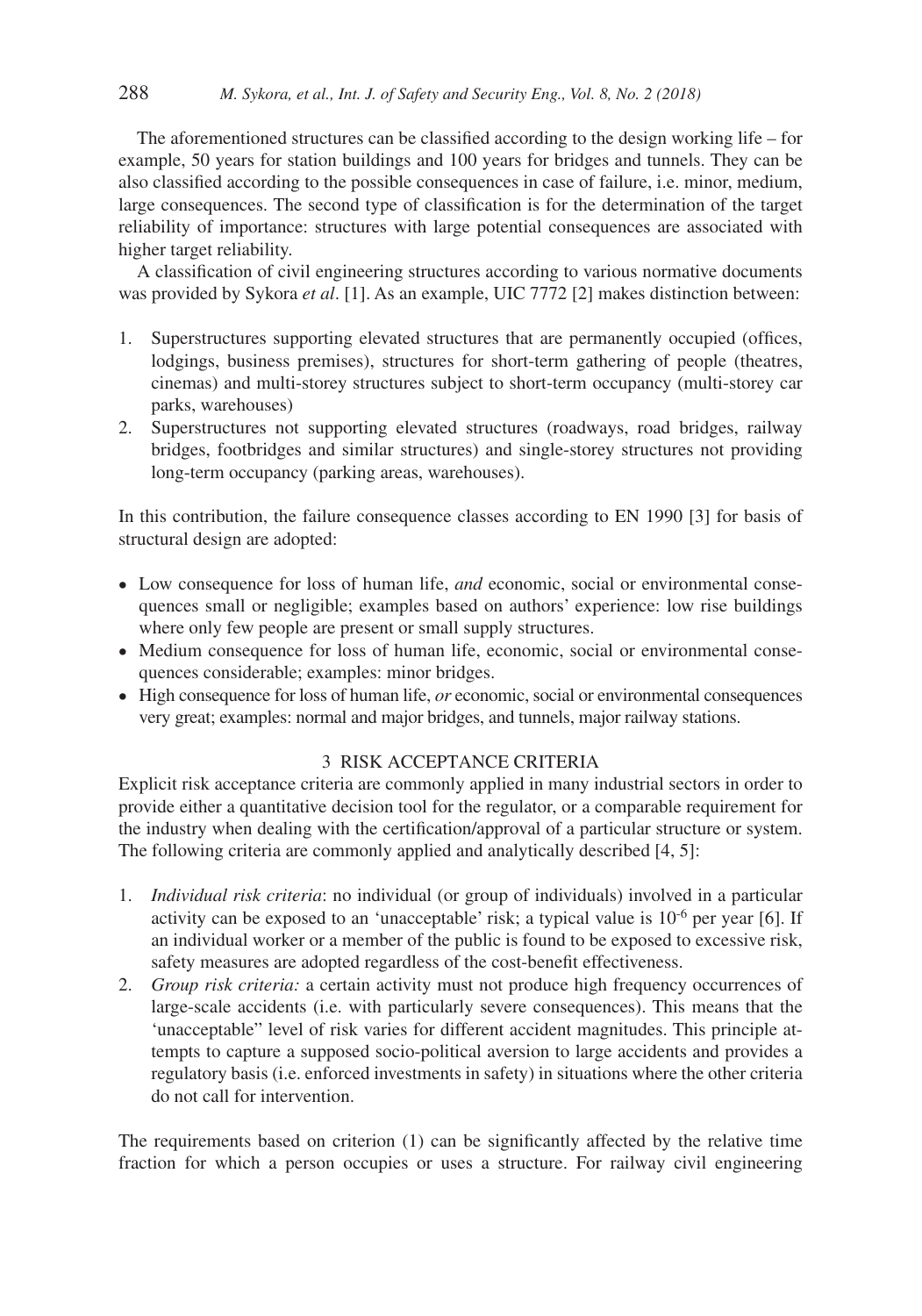The aforementioned structures can be classified according to the design working life – for example, 50 years for station buildings and 100 years for bridges and tunnels. They can be also classified according to the possible consequences in case of failure, i.e. minor, medium, large consequences. The second type of classification is for the determination of the target reliability of importance: structures with large potential consequences are associated with higher target reliability.

A classification of civil engineering structures according to various normative documents was provided by Sykora *et al*. [1]. As an example, UIC 7772 [2] makes distinction between:

1. Superstructures supporting elevated structures that are permanently occupied (offices, lodgings, business premises), structures for short-term gathering of people (theatres, cinemas) and multi-storey structures subject to short-term occupancy (multi-storey car parks, warehouses)
2. Superstructures not supporting elevated structures (roadways, road bridges, railway bridges, footbridges and similar structures) and single-storey structures not providing long-term occupancy (parking areas, warehouses).

In this contribution, the failure consequence classes according to EN 1990 [3] for basis of structural design are adopted:

- Low consequence for loss of human life, *and* economic, social or environmental consequences small or negligible; examples based on authors' experience: low rise buildings where only few people are present or small supply structures.
- Medium consequence for loss of human life, economic, social or environmental consequences considerable; examples: minor bridges.
- High consequence for loss of human life, *or* economic, social or environmental consequences very great; examples: normal and major bridges, and tunnels, major railway stations.

## 3 RISK ACCEPTANCE CRITERIA

Explicit risk acceptance criteria are commonly applied in many industrial sectors in order to provide either a quantitative decision tool for the regulator, or a comparable requirement for the industry when dealing with the certification/approval of a particular structure or system. The following criteria are commonly applied and analytically described [4, 5]:

1. *Individual risk criteria*: no individual (or group of individuals) involved in a particular activity can be exposed to an 'unacceptable' risk; a typical value is $10^{-6}$ per year [6]. If an individual worker or a member of the public is found to be exposed to excessive risk, safety measures are adopted regardless of the cost-benefit effectiveness.
2. *Group risk criteria:* a certain activity must not produce high frequency occurrences of large-scale accidents (i.e. with particularly severe consequences). This means that the 'unacceptable" level of risk varies for different accident magnitudes. This principle attempts to capture a supposed socio-political aversion to large accidents and provides a regulatory basis (i.e. enforced investments in safety) in situations where the other criteria do not call for intervention.

The requirements based on criterion (1) can be significantly affected by the relative time fraction for which a person occupies or uses a structure. For railway civil engineering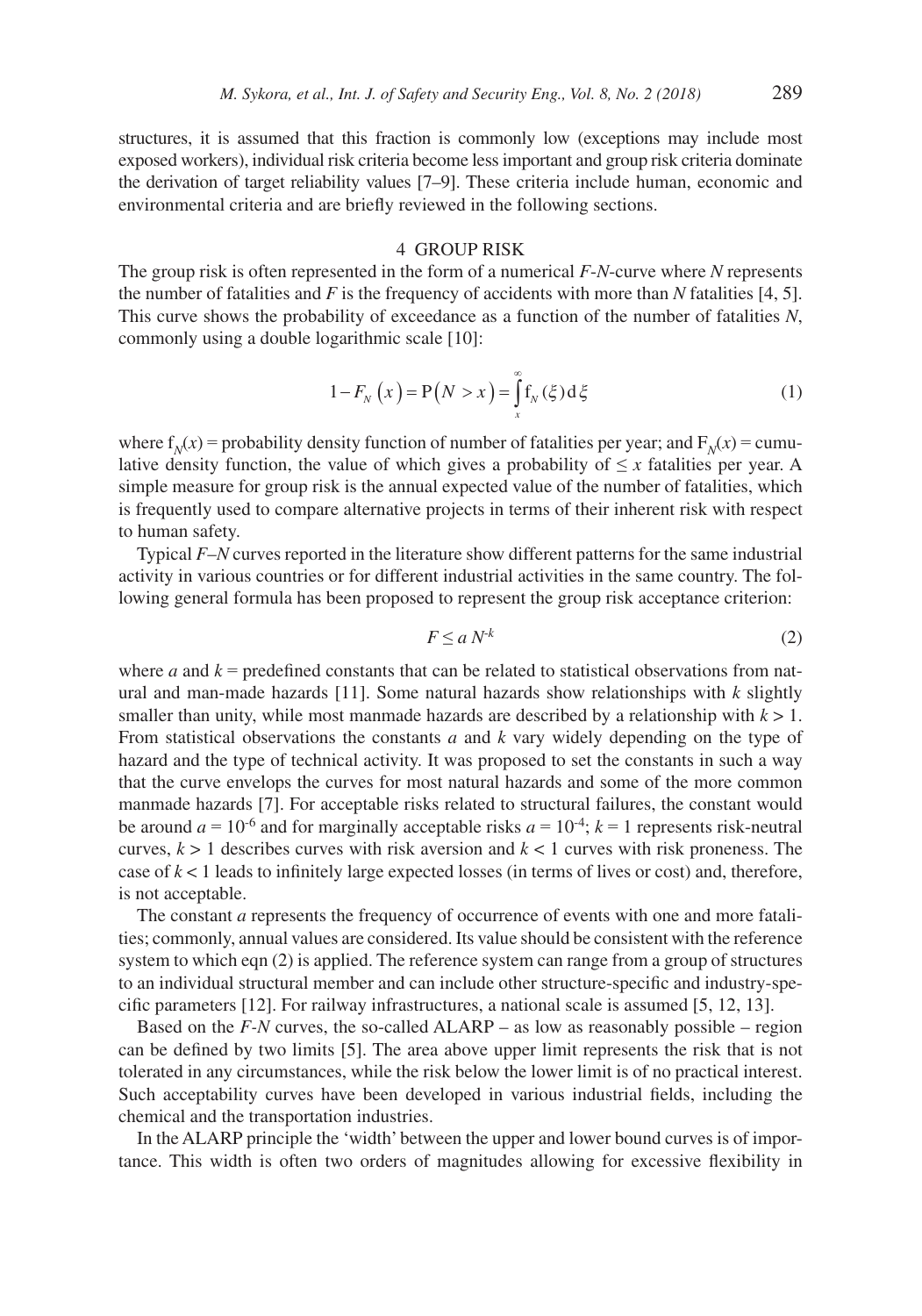structures, it is assumed that this fraction is commonly low (exceptions may include most exposed workers), individual risk criteria become less important and group risk criteria dominate the derivation of target reliability values [7–9]. These criteria include human, economic and environmental criteria and are briefly reviewed in the following sections.

## 4 GROUP RISK

The group risk is often represented in the form of a numerical *F-N*-curve where *N* represents the number of fatalities and *F* is the frequency of accidents with more than *N* fatalities [4, 5]. This curve shows the probability of exceedance as a function of the number of fatalities *N*, commonly using a double logarithmic scale [10]:

$$1 - F_N\left(x\right) = \mathrm{P}\left(N > x\right) = \int_x^\infty \mathrm{f}_N(\xi)\,\mathrm{d}\,\xi \tag{1}$$

where $\mathrm{f}_N(x)$ = probability density function of number of fatalities per year; and $\mathrm{F}_N(x)$ = cumulative density function, the value of which gives a probability of $\leq x$ fatalities per year. A simple measure for group risk is the annual expected value of the number of fatalities, which is frequently used to compare alternative projects in terms of their inherent risk with respect to human safety.

Typical *F–N* curves reported in the literature show different patterns for the same industrial activity in various countries or for different industrial activities in the same country. The following general formula has been proposed to represent the group risk acceptance criterion:

$$F \leq a\,N^{-k} \tag{2}$$

where $a$ and $k$ = predefined constants that can be related to statistical observations from natural and man-made hazards [11]. Some natural hazards show relationships with $k$ slightly smaller than unity, while most manmade hazards are described by a relationship with $k > 1$. From statistical observations the constants $a$ and $k$ vary widely depending on the type of hazard and the type of technical activity. It was proposed to set the constants in such a way that the curve envelops the curves for most natural hazards and some of the more common manmade hazards [7]. For acceptable risks related to structural failures, the constant would be around $a = 10^{-6}$ and for marginally acceptable risks $a = 10^{-4}$; $k = 1$ represents risk-neutral curves, $k > 1$ describes curves with risk aversion and $k < 1$ curves with risk proneness. The case of $k < 1$ leads to infinitely large expected losses (in terms of lives or cost) and, therefore, is not acceptable.

The constant $a$ represents the frequency of occurrence of events with one and more fatalities; commonly, annual values are considered. Its value should be consistent with the reference system to which eqn (2) is applied. The reference system can range from a group of structures to an individual structural member and can include other structure-specific and industry-specific parameters [12]. For railway infrastructures, a national scale is assumed [5, 12, 13].

Based on the *F-N* curves, the so-called ALARP – as low as reasonably possible – region can be defined by two limits [5]. The area above upper limit represents the risk that is not tolerated in any circumstances, while the risk below the lower limit is of no practical interest. Such acceptability curves have been developed in various industrial fields, including the chemical and the transportation industries.

In the ALARP principle the 'width' between the upper and lower bound curves is of importance. This width is often two orders of magnitudes allowing for excessive flexibility in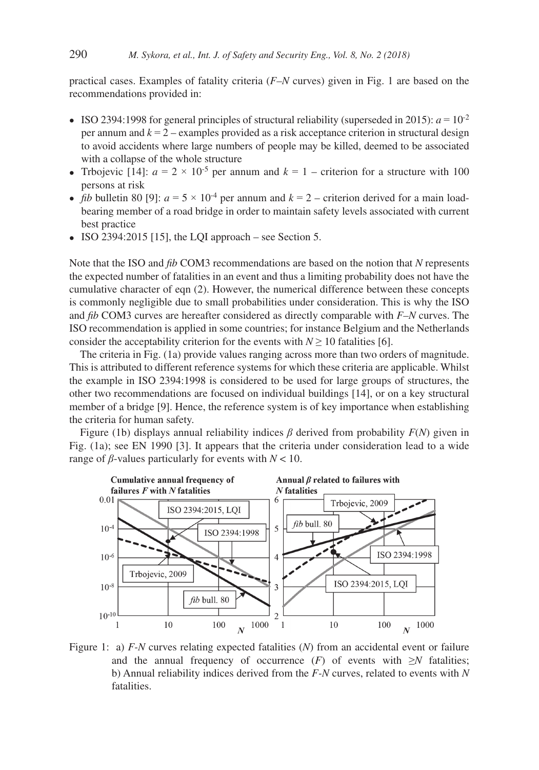practical cases. Examples of fatality criteria (*F–N* curves) given in Fig. 1 are based on the recommendations provided in:

- ISO 2394:1998 for general principles of structural reliability (superseded in 2015): $a = 10^{-2}$ per annum and $k = 2$ – examples provided as a risk acceptance criterion in structural design to avoid accidents where large numbers of people may be killed, deemed to be associated with a collapse of the whole structure
- Trbojevic [14]: $a = 2 \times 10^{-5}$ per annum and $k = 1$ – criterion for a structure with 100 persons at risk
- *fib* bulletin 80 [9]: $a = 5 \times 10^{-4}$ per annum and $k = 2$ – criterion derived for a main load-bearing member of a road bridge in order to maintain safety levels associated with current best practice
- ISO 2394:2015 [15], the LQI approach – see Section 5.

Note that the ISO and *fib* COM3 recommendations are based on the notion that *N* represents the expected number of fatalities in an event and thus a limiting probability does not have the cumulative character of eqn (2). However, the numerical difference between these concepts is commonly negligible due to small probabilities under consideration. This is why the ISO and *fib* COM3 curves are hereafter considered as directly comparable with *F–N* curves. The ISO recommendation is applied in some countries; for instance Belgium and the Netherlands consider the acceptability criterion for the events with $N \geq 10$ fatalities [6].

The criteria in Fig. (1a) provide values ranging across more than two orders of magnitude. This is attributed to different reference systems for which these criteria are applicable. Whilst the example in ISO 2394:1998 is considered to be used for large groups of structures, the other two recommendations are focused on individual buildings [14], or on a key structural member of a bridge [9]. Hence, the reference system is of key importance when establishing the criteria for human safety.

Figure (1b) displays annual reliability indices $\beta$ derived from probability $F(N)$ given in Fig. (1a); see EN 1990 [3]. It appears that the criteria under consideration lead to a wide range of $\beta$-values particularly for events with $N < 10$.

Figure 1: a) *F-N* curves relating expected fatalities (*N*) from an accidental event or failure and the annual frequency of occurrence (*F*) of events with $\geq N$ fatalities; b) Annual reliability indices derived from the *F-N* curves, related to events with *N* fatalities.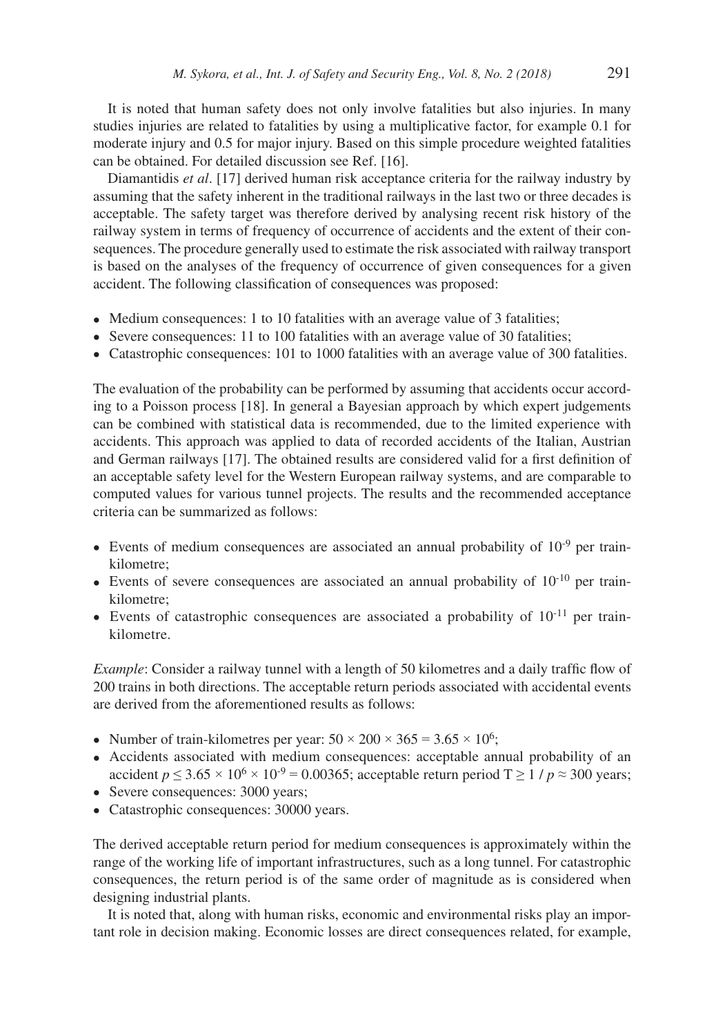It is noted that human safety does not only involve fatalities but also injuries. In many studies injuries are related to fatalities by using a multiplicative factor, for example 0.1 for moderate injury and 0.5 for major injury. Based on this simple procedure weighted fatalities can be obtained. For detailed discussion see Ref. [16].

Diamantidis *et al*. [17] derived human risk acceptance criteria for the railway industry by assuming that the safety inherent in the traditional railways in the last two or three decades is acceptable. The safety target was therefore derived by analysing recent risk history of the railway system in terms of frequency of occurrence of accidents and the extent of their consequences. The procedure generally used to estimate the risk associated with railway transport is based on the analyses of the frequency of occurrence of given consequences for a given accident. The following classification of consequences was proposed:

- Medium consequences: 1 to 10 fatalities with an average value of 3 fatalities;
- Severe consequences: 11 to 100 fatalities with an average value of 30 fatalities;
- Catastrophic consequences: 101 to 1000 fatalities with an average value of 300 fatalities.

The evaluation of the probability can be performed by assuming that accidents occur according to a Poisson process [18]. In general a Bayesian approach by which expert judgements can be combined with statistical data is recommended, due to the limited experience with accidents. This approach was applied to data of recorded accidents of the Italian, Austrian and German railways [17]. The obtained results are considered valid for a first definition of an acceptable safety level for the Western European railway systems, and are comparable to computed values for various tunnel projects. The results and the recommended acceptance criteria can be summarized as follows:

- Events of medium consequences are associated an annual probability of $10^{-9}$ per train-kilometre;
- Events of severe consequences are associated an annual probability of $10^{-10}$ per train-kilometre;
- Events of catastrophic consequences are associated a probability of $10^{-11}$ per train-kilometre.

*Example*: Consider a railway tunnel with a length of 50 kilometres and a daily traffic flow of 200 trains in both directions. The acceptable return periods associated with accidental events are derived from the aforementioned results as follows:

- Number of train-kilometres per year: $50 \times 200 \times 365 = 3.65 \times 10^6$;
- Accidents associated with medium consequences: acceptable annual probability of an accident $p \leq 3.65 \times 10^6 \times 10^{-9} = 0.00365$; acceptable return period $T \geq 1 / p \approx 300$ years;
- Severe consequences: 3000 years;
- Catastrophic consequences: 30000 years.

The derived acceptable return period for medium consequences is approximately within the range of the working life of important infrastructures, such as a long tunnel. For catastrophic consequences, the return period is of the same order of magnitude as is considered when designing industrial plants.

It is noted that, along with human risks, economic and environmental risks play an important role in decision making. Economic losses are direct consequences related, for example,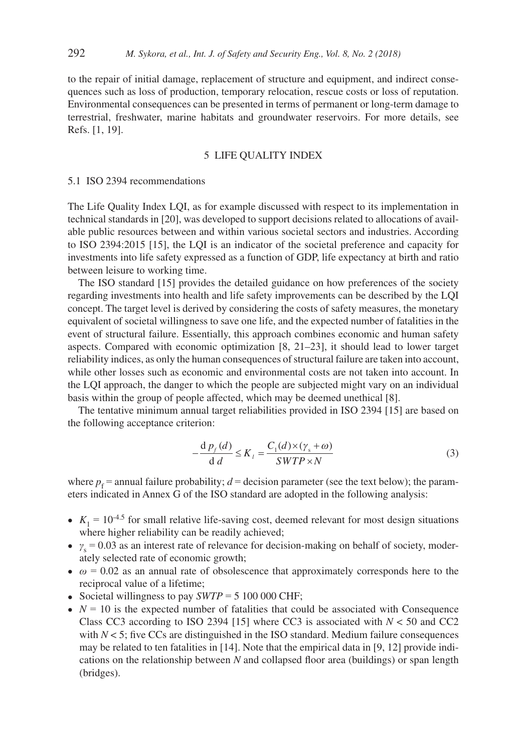to the repair of initial damage, replacement of structure and equipment, and indirect consequences such as loss of production, temporary relocation, rescue costs or loss of reputation. Environmental consequences can be presented in terms of permanent or long-term damage to terrestrial, freshwater, marine habitats and groundwater reservoirs. For more details, see Refs. [1, 19].

## 5 LIFE QUALITY INDEX

### 5.1 ISO 2394 recommendations

The Life Quality Index LQI, as for example discussed with respect to its implementation in technical standards in [20], was developed to support decisions related to allocations of available public resources between and within various societal sectors and industries. According to ISO 2394:2015 [15], the LQI is an indicator of the societal preference and capacity for investments into life safety expressed as a function of GDP, life expectancy at birth and ratio between leisure to working time.

The ISO standard [15] provides the detailed guidance on how preferences of the society regarding investments into health and life safety improvements can be described by the LQI concept. The target level is derived by considering the costs of safety measures, the monetary equivalent of societal willingness to save one life, and the expected number of fatalities in the event of structural failure. Essentially, this approach combines economic and human safety aspects. Compared with economic optimization [8, 21–23], it should lead to lower target reliability indices, as only the human consequences of structural failure are taken into account, while other losses such as economic and environmental costs are not taken into account. In the LQI approach, the danger to which the people are subjected might vary on an individual basis within the group of people affected, which may be deemed unethical [8].

The tentative minimum annual target reliabilities provided in ISO 2394 [15] are based on the following acceptance criterion:

$$-\frac{\mathrm{d}\,p_f(d)}{\mathrm{d}\,d} \leq K_l = \frac{C_1(d) \times (\gamma_s + \omega)}{SWTP \times N} \tag{3}$$

where $p_f$ = annual failure probability; $d$ = decision parameter (see the text below); the parameters indicated in Annex G of the ISO standard are adopted in the following analysis:

- $K_1 = 10^{-4.5}$ for small relative life-saving cost, deemed relevant for most design situations where higher reliability can be readily achieved;
- $\gamma_s = 0.03$ as an interest rate of relevance for decision-making on behalf of society, moderately selected rate of economic growth;
- $\omega = 0.02$ as an annual rate of obsolescence that approximately corresponds here to the reciprocal value of a lifetime;
- Societal willingness to pay $SWTP$ = 5 100 000 CHF;
- $N = 10$ is the expected number of fatalities that could be associated with Consequence Class CC3 according to ISO 2394 [15] where CC3 is associated with $N < 50$ and CC2 with $N < 5$; five CCs are distinguished in the ISO standard. Medium failure consequences may be related to ten fatalities in [14]. Note that the empirical data in [9, 12] provide indications on the relationship between $N$ and collapsed floor area (buildings) or span length (bridges).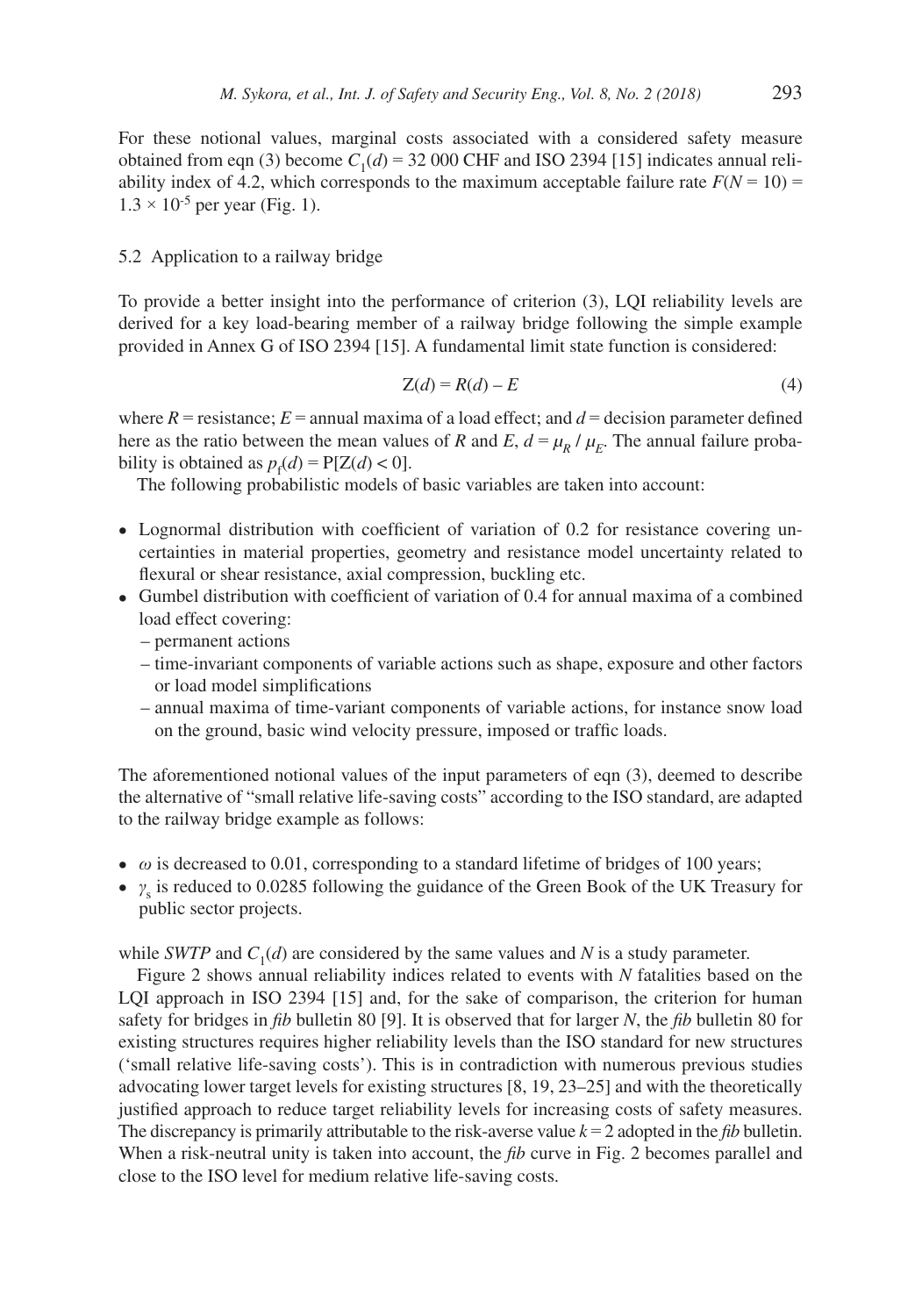For these notional values, marginal costs associated with a considered safety measure obtained from eqn (3) become $C_1(d)$ = 32 000 CHF and ISO 2394 [15] indicates annual reliability index of 4.2, which corresponds to the maximum acceptable failure rate $F(N = 10) = 1.3 \times 10^{-5}$ per year (Fig. 1).

### 5.2 Application to a railway bridge

To provide a better insight into the performance of criterion (3), LQI reliability levels are derived for a key load-bearing member of a railway bridge following the simple example provided in Annex G of ISO 2394 [15]. A fundamental limit state function is considered:

$$Z(d) = R(d) - E \tag{4}$$

where $R$ = resistance; $E$ = annual maxima of a load effect; and $d$ = decision parameter defined here as the ratio between the mean values of $R$ and $E$, $d = \mu_R / \mu_E$. The annual failure probability is obtained as $p_f(d) = P[Z(d) < 0]$.

The following probabilistic models of basic variables are taken into account:

- Lognormal distribution with coefficient of variation of 0.2 for resistance covering uncertainties in material properties, geometry and resistance model uncertainty related to flexural or shear resistance, axial compression, buckling etc.
- Gumbel distribution with coefficient of variation of 0.4 for annual maxima of a combined load effect covering:
  - permanent actions
  - time-invariant components of variable actions such as shape, exposure and other factors or load model simplifications
  - annual maxima of time-variant components of variable actions, for instance snow load on the ground, basic wind velocity pressure, imposed or traffic loads.

The aforementioned notional values of the input parameters of eqn (3), deemed to describe the alternative of "small relative life-saving costs" according to the ISO standard, are adapted to the railway bridge example as follows:

- $\omega$ is decreased to 0.01, corresponding to a standard lifetime of bridges of 100 years;
- $\gamma_s$ is reduced to 0.0285 following the guidance of the Green Book of the UK Treasury for public sector projects.

while *SWTP* and $C_1(d)$ are considered by the same values and $N$ is a study parameter.

Figure 2 shows annual reliability indices related to events with $N$ fatalities based on the LQI approach in ISO 2394 [15] and, for the sake of comparison, the criterion for human safety for bridges in *fib* bulletin 80 [9]. It is observed that for larger $N$, the *fib* bulletin 80 for existing structures requires higher reliability levels than the ISO standard for new structures ('small relative life-saving costs'). This is in contradiction with numerous previous studies advocating lower target levels for existing structures [8, 19, 23–25] and with the theoretically justified approach to reduce target reliability levels for increasing costs of safety measures. The discrepancy is primarily attributable to the risk-averse value $k = 2$ adopted in the *fib* bulletin. When a risk-neutral unity is taken into account, the *fib* curve in Fig. 2 becomes parallel and close to the ISO level for medium relative life-saving costs.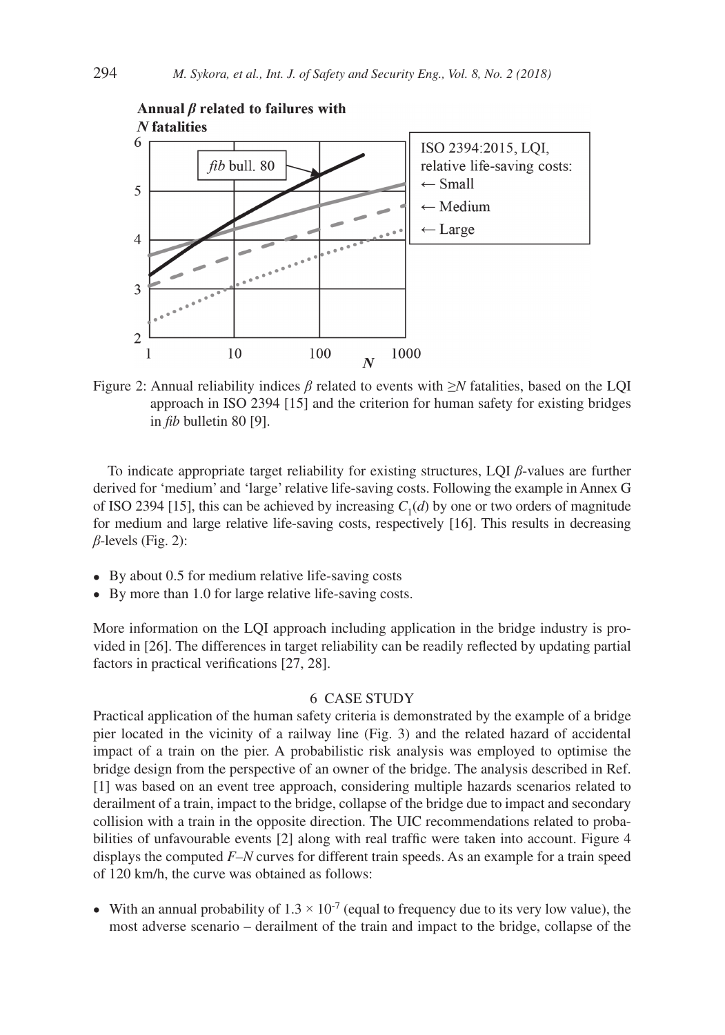Figure 2: Annual reliability indices $\beta$ related to events with $\geq N$ fatalities, based on the LQI approach in ISO 2394 [15] and the criterion for human safety for existing bridges in *fib* bulletin 80 [9].

To indicate appropriate target reliability for existing structures, LQI $\beta$-values are further derived for 'medium' and 'large' relative life-saving costs. Following the example in Annex G of ISO 2394 [15], this can be achieved by increasing $C_1(d)$ by one or two orders of magnitude for medium and large relative life-saving costs, respectively [16]. This results in decreasing $\beta$-levels (Fig. 2):

- By about 0.5 for medium relative life-saving costs
- By more than 1.0 for large relative life-saving costs.

More information on the LQI approach including application in the bridge industry is provided in [26]. The differences in target reliability can be readily reflected by updating partial factors in practical verifications [27, 28].

## 6 CASE STUDY

Practical application of the human safety criteria is demonstrated by the example of a bridge pier located in the vicinity of a railway line (Fig. 3) and the related hazard of accidental impact of a train on the pier. A probabilistic risk analysis was employed to optimise the bridge design from the perspective of an owner of the bridge. The analysis described in Ref. [1] was based on an event tree approach, considering multiple hazards scenarios related to derailment of a train, impact to the bridge, collapse of the bridge due to impact and secondary collision with a train in the opposite direction. The UIC recommendations related to probabilities of unfavourable events [2] along with real traffic were taken into account. Figure 4 displays the computed *F–N* curves for different train speeds. As an example for a train speed of 120 km/h, the curve was obtained as follows:

- With an annual probability of $1.3 \times 10^{-7}$ (equal to frequency due to its very low value), the most adverse scenario – derailment of the train and impact to the bridge, collapse of the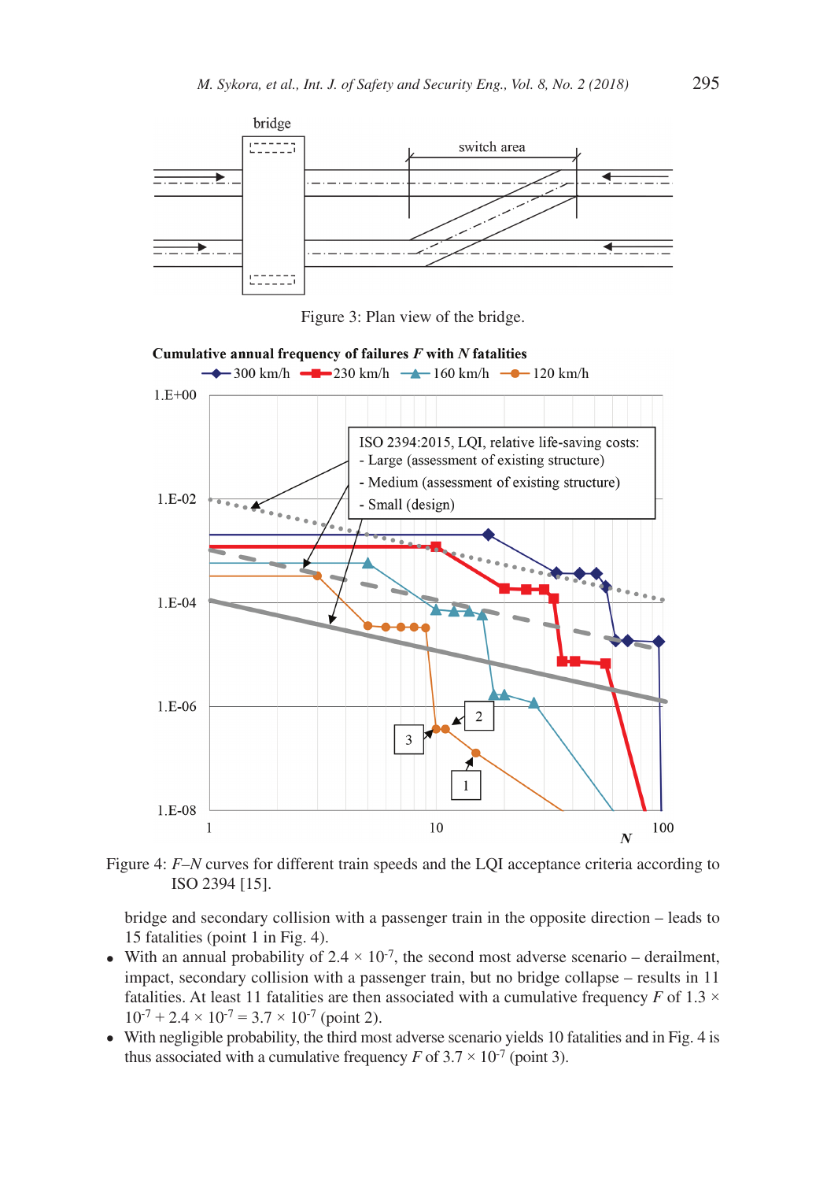Figure 3: Plan view of the bridge.

Figure 4: $F$–$N$ curves for different train speeds and the LQI acceptance criteria according to ISO 2394 [15].

bridge and secondary collision with a passenger train in the opposite direction – leads to 15 fatalities (point 1 in Fig. 4).

- With an annual probability of $2.4 \times 10^{-7}$, the second most adverse scenario – derailment, impact, secondary collision with a passenger train, but no bridge collapse – results in 11 fatalities. At least 11 fatalities are then associated with a cumulative frequency $F$ of $1.3 \times 10^{-7} + 2.4 \times 10^{-7} = 3.7 \times 10^{-7}$ (point 2).
- With negligible probability, the third most adverse scenario yields 10 fatalities and in Fig. 4 is thus associated with a cumulative frequency $F$ of $3.7 \times 10^{-7}$ (point 3).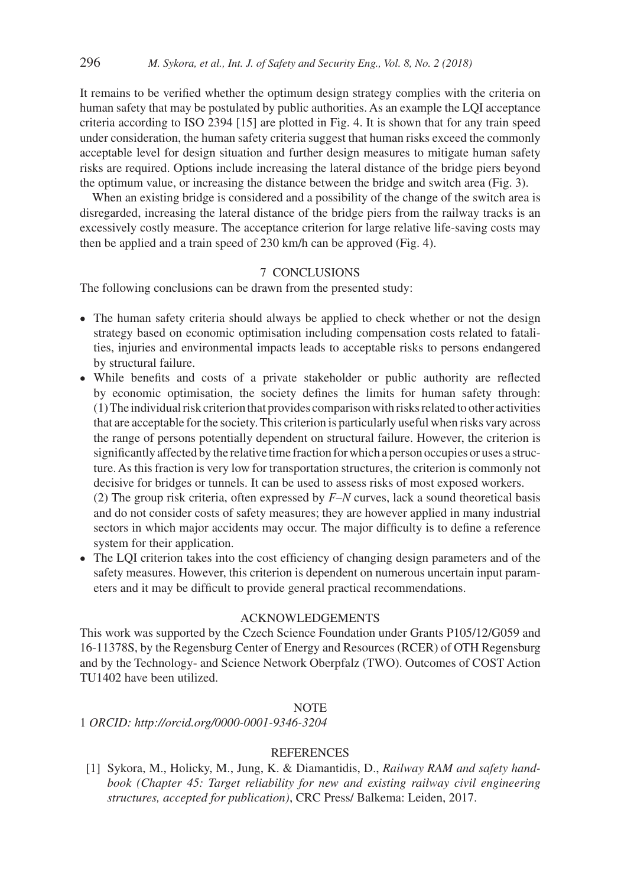It remains to be verified whether the optimum design strategy complies with the criteria on human safety that may be postulated by public authorities. As an example the LQI acceptance criteria according to ISO 2394 [15] are plotted in Fig. 4. It is shown that for any train speed under consideration, the human safety criteria suggest that human risks exceed the commonly acceptable level for design situation and further design measures to mitigate human safety risks are required. Options include increasing the lateral distance of the bridge piers beyond the optimum value, or increasing the distance between the bridge and switch area (Fig. 3).

When an existing bridge is considered and a possibility of the change of the switch area is disregarded, increasing the lateral distance of the bridge piers from the railway tracks is an excessively costly measure. The acceptance criterion for large relative life-saving costs may then be applied and a train speed of 230 km/h can be approved (Fig. 4).

## 7 CONCLUSIONS

The following conclusions can be drawn from the presented study:

- The human safety criteria should always be applied to check whether or not the design strategy based on economic optimisation including compensation costs related to fatalities, injuries and environmental impacts leads to acceptable risks to persons endangered by structural failure.
- While benefits and costs of a private stakeholder or public authority are reflected by economic optimisation, the society defines the limits for human safety through: (1) The individual risk criterion that provides comparison with risks related to other activities that are acceptable for the society. This criterion is particularly useful when risks vary across the range of persons potentially dependent on structural failure. However, the criterion is significantly affected by the relative time fraction for which a person occupies or uses a structure. As this fraction is very low for transportation structures, the criterion is commonly not decisive for bridges or tunnels. It can be used to assess risks of most exposed workers.
  (2) The group risk criteria, often expressed by *F–N* curves, lack a sound theoretical basis and do not consider costs of safety measures; they are however applied in many industrial sectors in which major accidents may occur. The major difficulty is to define a reference system for their application.
- The LQI criterion takes into the cost efficiency of changing design parameters and of the safety measures. However, this criterion is dependent on numerous uncertain input parameters and it may be difficult to provide general practical recommendations.

## ACKNOWLEDGEMENTS

This work was supported by the Czech Science Foundation under Grants P105/12/G059 and 16-11378S, by the Regensburg Center of Energy and Resources (RCER) of OTH Regensburg and by the Technology- and Science Network Oberpfalz (TWO). Outcomes of COST Action TU1402 have been utilized.

## NOTE

1 *ORCID: http://orcid.org/0000-0001-9346-3204*

## REFERENCES

[1] Sykora, M., Holicky, M., Jung, K. & Diamantidis, D., *Railway RAM and safety handbook (Chapter 45: Target reliability for new and existing railway civil engineering structures, accepted for publication)*, CRC Press/ Balkema: Leiden, 2017.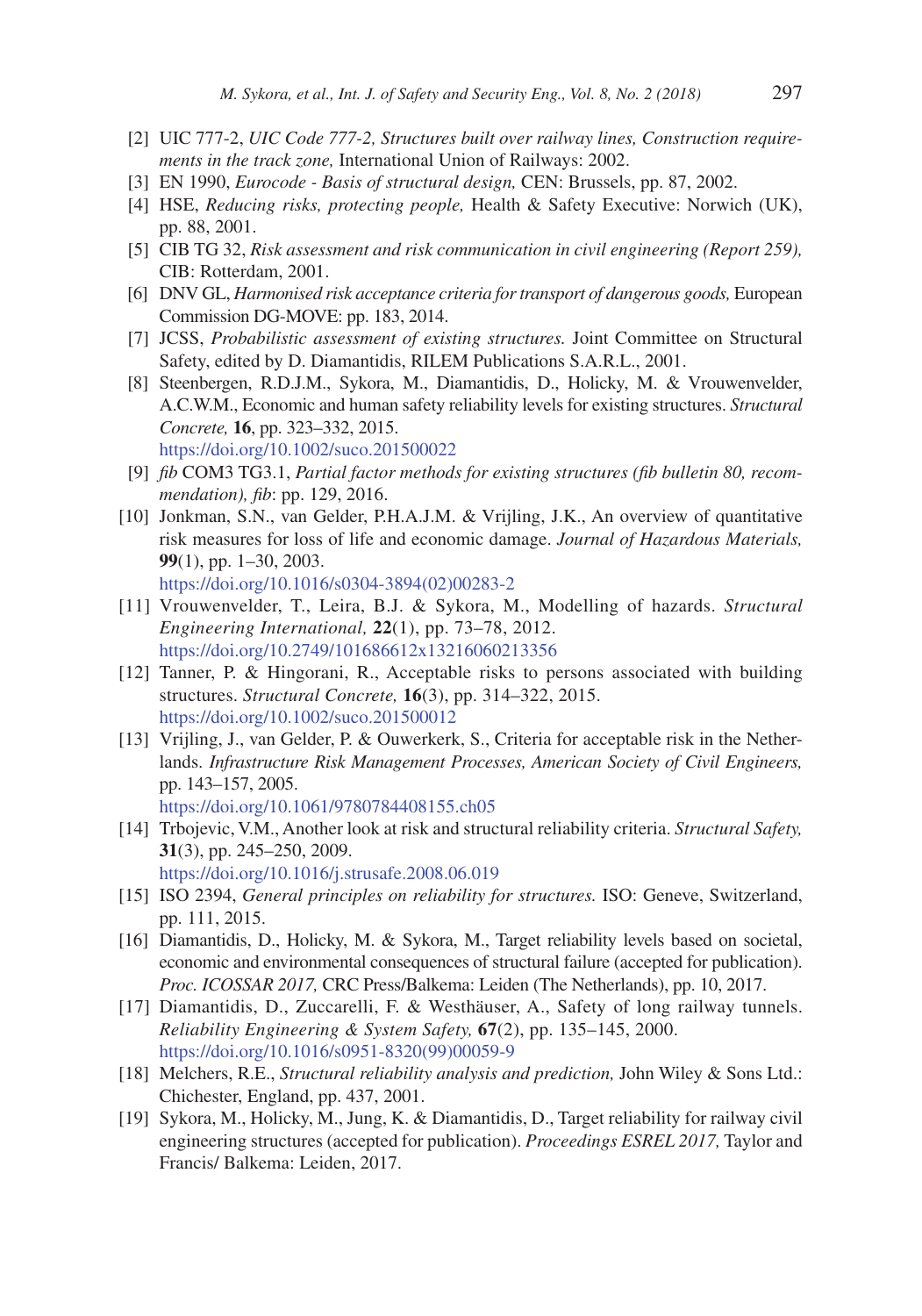[2] UIC 777-2, *UIC Code 777-2, Structures built over railway lines, Construction requirements in the track zone,* International Union of Railways: 2002.

[3] EN 1990, *Eurocode - Basis of structural design,* CEN: Brussels, pp. 87, 2002.

[4] HSE, *Reducing risks, protecting people,* Health & Safety Executive: Norwich (UK), pp. 88, 2001.

[5] CIB TG 32, *Risk assessment and risk communication in civil engineering (Report 259),* CIB: Rotterdam, 2001.

[6] DNV GL, *Harmonised risk acceptance criteria for transport of dangerous goods,* European Commission DG-MOVE: pp. 183, 2014.

[7] JCSS, *Probabilistic assessment of existing structures.* Joint Committee on Structural Safety, edited by D. Diamantidis, RILEM Publications S.A.R.L., 2001.

[8] Steenbergen, R.D.J.M., Sykora, M., Diamantidis, D., Holicky, M. & Vrouwenvelder, A.C.W.M., Economic and human safety reliability levels for existing structures. *Structural Concrete,* **16**, pp. 323–332, 2015. https://doi.org/10.1002/suco.201500022

[9] *fib* COM3 TG3.1, *Partial factor methods for existing structures (fib bulletin 80, recommendation), fib*: pp. 129, 2016.

[10] Jonkman, S.N., van Gelder, P.H.A.J.M. & Vrijling, J.K., An overview of quantitative risk measures for loss of life and economic damage. *Journal of Hazardous Materials,* **99**(1), pp. 1–30, 2003. https://doi.org/10.1016/s0304-3894(02)00283-2

[11] Vrouwenvelder, T., Leira, B.J. & Sykora, M., Modelling of hazards. *Structural Engineering International,* **22**(1), pp. 73–78, 2012. https://doi.org/10.2749/101686612x13216060213356

[12] Tanner, P. & Hingorani, R., Acceptable risks to persons associated with building structures. *Structural Concrete,* **16**(3), pp. 314–322, 2015. https://doi.org/10.1002/suco.201500012

[13] Vrijling, J., van Gelder, P. & Ouwerkerk, S., Criteria for acceptable risk in the Netherlands. *Infrastructure Risk Management Processes, American Society of Civil Engineers,* pp. 143–157, 2005. https://doi.org/10.1061/9780784408155.ch05

[14] Trbojevic, V.M., Another look at risk and structural reliability criteria. *Structural Safety,* **31**(3), pp. 245–250, 2009. https://doi.org/10.1016/j.strusafe.2008.06.019

[15] ISO 2394, *General principles on reliability for structures.* ISO: Geneve, Switzerland, pp. 111, 2015.

[16] Diamantidis, D., Holicky, M. & Sykora, M., Target reliability levels based on societal, economic and environmental consequences of structural failure (accepted for publication). *Proc. ICOSSAR 2017,* CRC Press/Balkema: Leiden (The Netherlands), pp. 10, 2017.

[17] Diamantidis, D., Zuccarelli, F. & Westhäuser, A., Safety of long railway tunnels. *Reliability Engineering & System Safety,* **67**(2), pp. 135–145, 2000. https://doi.org/10.1016/s0951-8320(99)00059-9

[18] Melchers, R.E., *Structural reliability analysis and prediction,* John Wiley & Sons Ltd.: Chichester, England, pp. 437, 2001.

[19] Sykora, M., Holicky, M., Jung, K. & Diamantidis, D., Target reliability for railway civil engineering structures (accepted for publication). *Proceedings ESREL 2017,* Taylor and Francis/ Balkema: Leiden, 2017.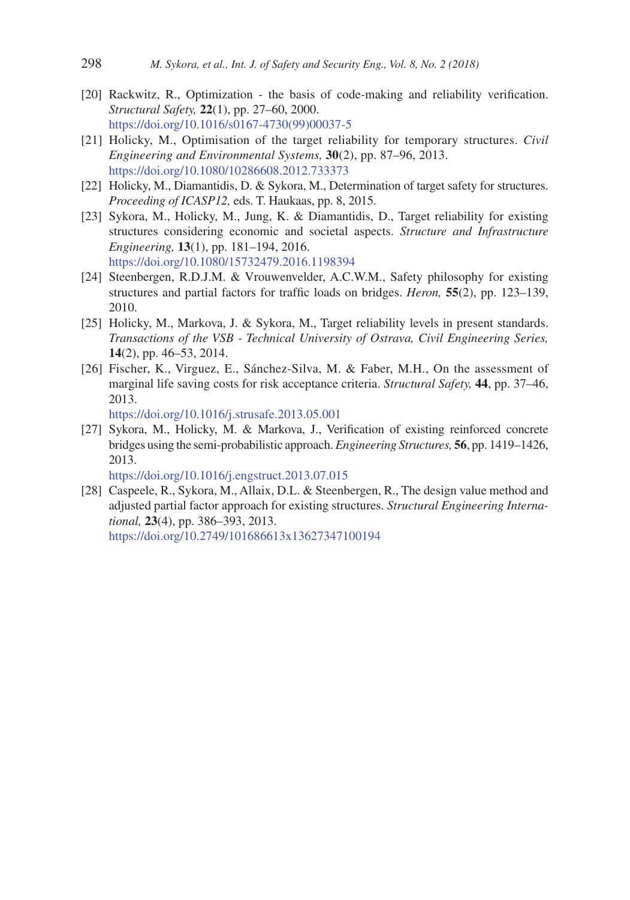[20] Rackwitz, R., Optimization - the basis of code-making and reliability verification. *Structural Safety,* **22**(1), pp. 27–60, 2000.
https://doi.org/10.1016/s0167-4730(99)00037-5

[21] Holicky, M., Optimisation of the target reliability for temporary structures. *Civil Engineering and Environmental Systems,* **30**(2), pp. 87–96, 2013.
https://doi.org/10.1080/10286608.2012.733373

[22] Holicky, M., Diamantidis, D. & Sykora, M., Determination of target safety for structures. *Proceeding of ICASP12,* eds. T. Haukaas, pp. 8, 2015.

[23] Sykora, M., Holicky, M., Jung, K. & Diamantidis, D., Target reliability for existing structures considering economic and societal aspects. *Structure and Infrastructure Engineering,* **13**(1), pp. 181–194, 2016.
https://doi.org/10.1080/15732479.2016.1198394

[24] Steenbergen, R.D.J.M. & Vrouwenvelder, A.C.W.M., Safety philosophy for existing structures and partial factors for traffic loads on bridges. *Heron,* **55**(2), pp. 123–139, 2010.

[25] Holicky, M., Markova, J. & Sykora, M., Target reliability levels in present standards. *Transactions of the VSB - Technical University of Ostrava, Civil Engineering Series,* **14**(2), pp. 46–53, 2014.

[26] Fischer, K., Virguez, E., Sánchez-Silva, M. & Faber, M.H., On the assessment of marginal life saving costs for risk acceptance criteria. *Structural Safety,* **44**, pp. 37–46, 2013.
https://doi.org/10.1016/j.strusafe.2013.05.001

[27] Sykora, M., Holicky, M. & Markova, J., Verification of existing reinforced concrete bridges using the semi-probabilistic approach. *Engineering Structures,* **56**, pp. 1419–1426, 2013.
https://doi.org/10.1016/j.engstruct.2013.07.015

[28] Caspeele, R., Sykora, M., Allaix, D.L. & Steenbergen, R., The design value method and adjusted partial factor approach for existing structures. *Structural Engineering International,* **23**(4), pp. 386–393, 2013.
https://doi.org/10.2749/101686613x13627347100194